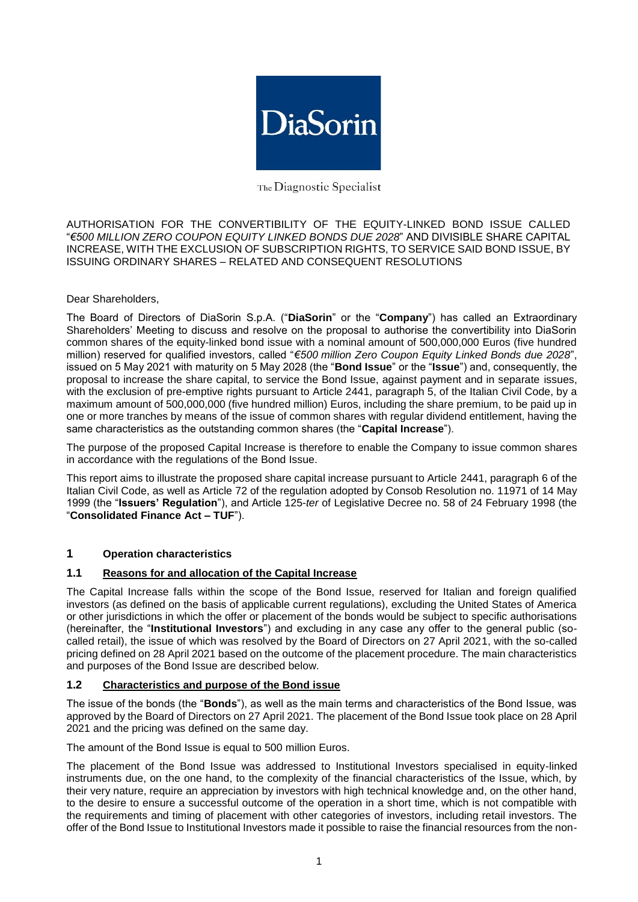DiaSorin

The Diagnostic Specialist

AUTHORISATION FOR THE CONVERTIBILITY OF THE EQUITY-LINKED BOND ISSUE CALLED "*€500 MILLION ZERO COUPON EQUITY LINKED BONDS DUE 2028*" AND DIVISIBLE SHARE CAPITAL INCREASE, WITH THE EXCLUSION OF SUBSCRIPTION RIGHTS, TO SERVICE SAID BOND ISSUE, BY ISSUING ORDINARY SHARES – RELATED AND CONSEQUENT RESOLUTIONS

Dear Shareholders,

The Board of Directors of DiaSorin S.p.A. ("**DiaSorin**" or the "**Company**") has called an Extraordinary Shareholders' Meeting to discuss and resolve on the proposal to authorise the convertibility into DiaSorin common shares of the equity-linked bond issue with a nominal amount of 500,000,000 Euros (five hundred million) reserved for qualified investors, called "*€500 million Zero Coupon Equity Linked Bonds due 2028*", issued on 5 May 2021 with maturity on 5 May 2028 (the "**Bond Issue**" or the "**Issue**") and, consequently, the proposal to increase the share capital, to service the Bond Issue, against payment and in separate issues, with the exclusion of pre-emptive rights pursuant to Article 2441, paragraph 5, of the Italian Civil Code, by a maximum amount of 500,000,000 (five hundred million) Euros, including the share premium, to be paid up in one or more tranches by means of the issue of common shares with regular dividend entitlement, having the same characteristics as the outstanding common shares (the "**Capital Increase**").

The purpose of the proposed Capital Increase is therefore to enable the Company to issue common shares in accordance with the regulations of the Bond Issue.

This report aims to illustrate the proposed share capital increase pursuant to Article 2441, paragraph 6 of the Italian Civil Code, as well as Article 72 of the regulation adopted by Consob Resolution no. 11971 of 14 May 1999 (the "**Issuers' Regulation**"), and Article 125-*ter* of Legislative Decree no. 58 of 24 February 1998 (the "**Consolidated Finance Act – TUF**").

## 1 Operation characteristics

### 1.1 Reasons for and allocation of the Capital Increase

The Capital Increase falls within the scope of the Bond Issue, reserved for Italian and foreign qualified investors (as defined on the basis of applicable current regulations), excluding the United States of America or other jurisdictions in which the offer or placement of the bonds would be subject to specific authorisations (hereinafter, the "**Institutional Investors**") and excluding in any case any offer to the general public (so-called retail), the issue of which was resolved by the Board of Directors on 27 April 2021, with the so-called pricing defined on 28 April 2021 based on the outcome of the placement procedure. The main characteristics and purposes of the Bond Issue are described below.

### 1.2 Characteristics and purpose of the Bond issue

The issue of the bonds (the "**Bonds**"), as well as the main terms and characteristics of the Bond Issue, was approved by the Board of Directors on 27 April 2021. The placement of the Bond Issue took place on 28 April 2021 and the pricing was defined on the same day.

The amount of the Bond Issue is equal to 500 million Euros.

The placement of the Bond Issue was addressed to Institutional Investors specialised in equity-linked instruments due, on the one hand, to the complexity of the financial characteristics of the Issue, which, by their very nature, require an appreciation by investors with high technical knowledge and, on the other hand, to the desire to ensure a successful outcome of the operation in a short time, which is not compatible with the requirements and timing of placement with other categories of investors, including retail investors. The offer of the Bond Issue to Institutional Investors made it possible to raise the financial resources from the non-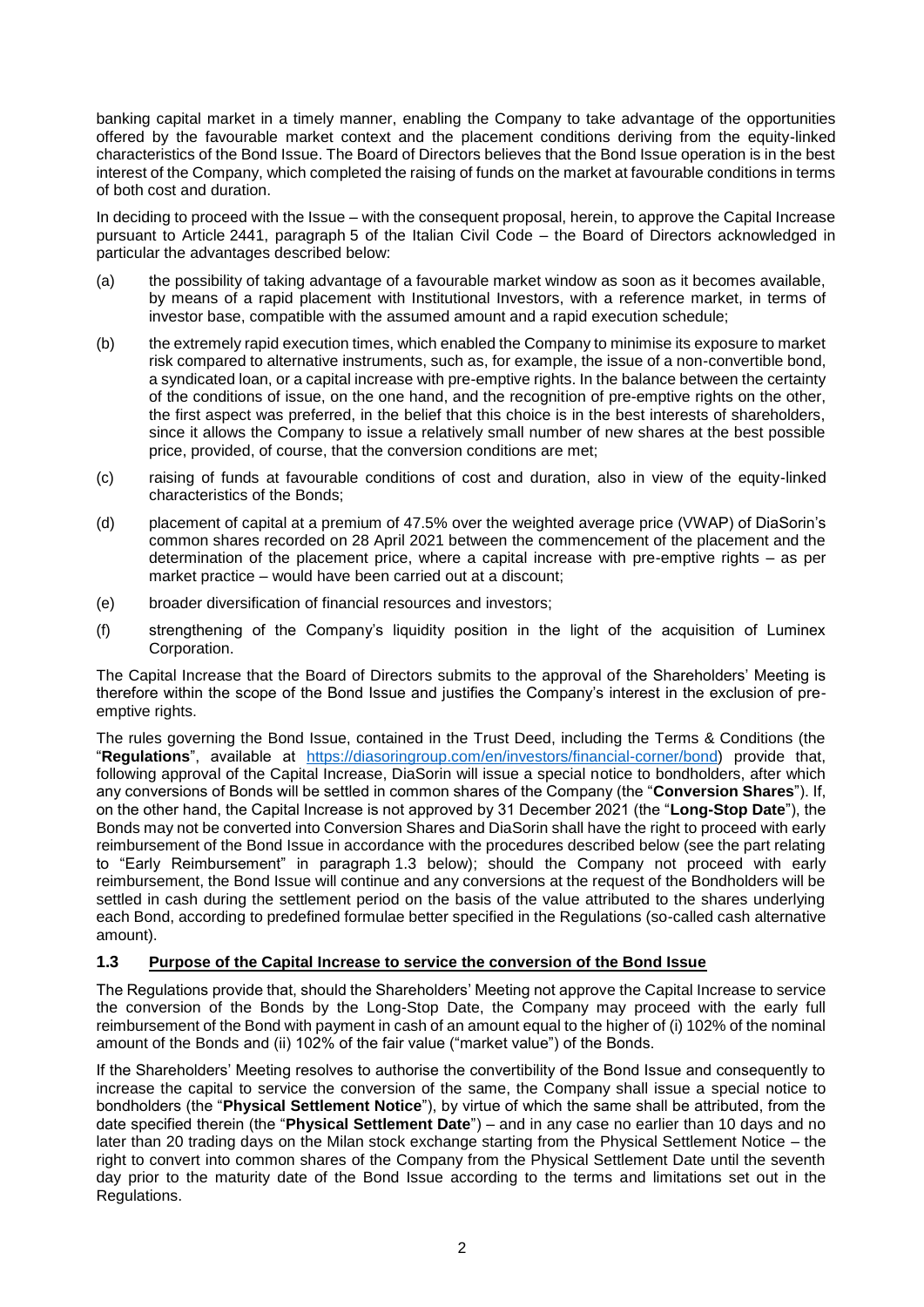banking capital market in a timely manner, enabling the Company to take advantage of the opportunities offered by the favourable market context and the placement conditions deriving from the equity-linked characteristics of the Bond Issue. The Board of Directors believes that the Bond Issue operation is in the best interest of the Company, which completed the raising of funds on the market at favourable conditions in terms of both cost and duration.

In deciding to proceed with the Issue – with the consequent proposal, herein, to approve the Capital Increase pursuant to Article 2441, paragraph 5 of the Italian Civil Code – the Board of Directors acknowledged in particular the advantages described below:

(a) the possibility of taking advantage of a favourable market window as soon as it becomes available, by means of a rapid placement with Institutional Investors, with a reference market, in terms of investor base, compatible with the assumed amount and a rapid execution schedule;

(b) the extremely rapid execution times, which enabled the Company to minimise its exposure to market risk compared to alternative instruments, such as, for example, the issue of a non-convertible bond, a syndicated loan, or a capital increase with pre-emptive rights. In the balance between the certainty of the conditions of issue, on the one hand, and the recognition of pre-emptive rights on the other, the first aspect was preferred, in the belief that this choice is in the best interests of shareholders, since it allows the Company to issue a relatively small number of new shares at the best possible price, provided, of course, that the conversion conditions are met;

(c) raising of funds at favourable conditions of cost and duration, also in view of the equity-linked characteristics of the Bonds;

(d) placement of capital at a premium of 47.5% over the weighted average price (VWAP) of DiaSorin's common shares recorded on 28 April 2021 between the commencement of the placement and the determination of the placement price, where a capital increase with pre-emptive rights – as per market practice – would have been carried out at a discount;

(e) broader diversification of financial resources and investors;

(f) strengthening of the Company's liquidity position in the light of the acquisition of Luminex Corporation.

The Capital Increase that the Board of Directors submits to the approval of the Shareholders' Meeting is therefore within the scope of the Bond Issue and justifies the Company's interest in the exclusion of pre-emptive rights.

The rules governing the Bond Issue, contained in the Trust Deed, including the Terms & Conditions (the "**Regulations**", available at https://diasoringroup.com/en/investors/financial-corner/bond) provide that, following approval of the Capital Increase, DiaSorin will issue a special notice to bondholders, after which any conversions of Bonds will be settled in common shares of the Company (the "**Conversion Shares**"). If, on the other hand, the Capital Increase is not approved by 31 December 2021 (the "**Long-Stop Date**"), the Bonds may not be converted into Conversion Shares and DiaSorin shall have the right to proceed with early reimbursement of the Bond Issue in accordance with the procedures described below (see the part relating to "Early Reimbursement" in paragraph 1.3 below); should the Company not proceed with early reimbursement, the Bond Issue will continue and any conversions at the request of the Bondholders will be settled in cash during the settlement period on the basis of the value attributed to the shares underlying each Bond, according to predefined formulae better specified in the Regulations (so-called cash alternative amount).

### 1.3 Purpose of the Capital Increase to service the conversion of the Bond Issue

The Regulations provide that, should the Shareholders' Meeting not approve the Capital Increase to service the conversion of the Bonds by the Long-Stop Date, the Company may proceed with the early full reimbursement of the Bond with payment in cash of an amount equal to the higher of (i) 102% of the nominal amount of the Bonds and (ii) 102% of the fair value ("market value") of the Bonds.

If the Shareholders' Meeting resolves to authorise the convertibility of the Bond Issue and consequently to increase the capital to service the conversion of the same, the Company shall issue a special notice to bondholders (the "**Physical Settlement Notice**"), by virtue of which the same shall be attributed, from the date specified therein (the "**Physical Settlement Date**") – and in any case no earlier than 10 days and no later than 20 trading days on the Milan stock exchange starting from the Physical Settlement Notice – the right to convert into common shares of the Company from the Physical Settlement Date until the seventh day prior to the maturity date of the Bond Issue according to the terms and limitations set out in the Regulations.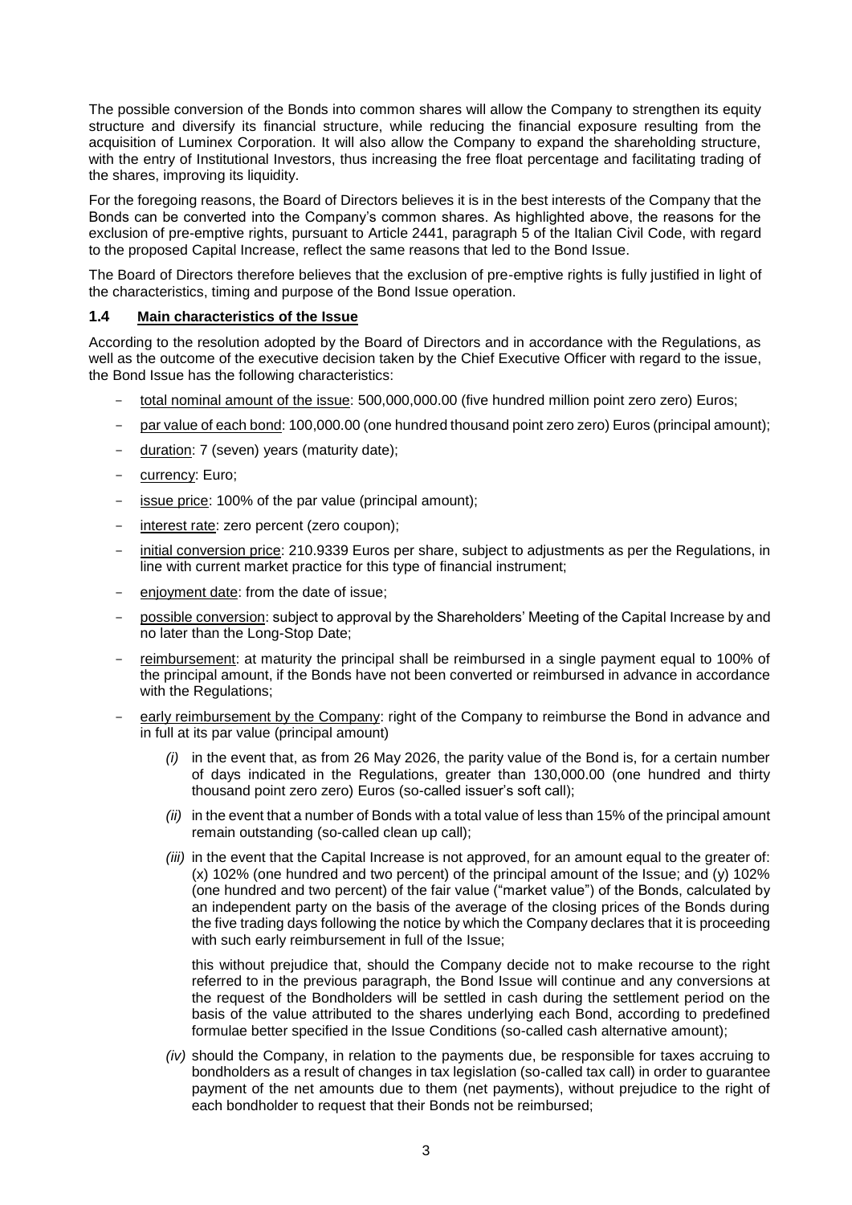The possible conversion of the Bonds into common shares will allow the Company to strengthen its equity structure and diversify its financial structure, while reducing the financial exposure resulting from the acquisition of Luminex Corporation. It will also allow the Company to expand the shareholding structure, with the entry of Institutional Investors, thus increasing the free float percentage and facilitating trading of the shares, improving its liquidity.

For the foregoing reasons, the Board of Directors believes it is in the best interests of the Company that the Bonds can be converted into the Company's common shares. As highlighted above, the reasons for the exclusion of pre-emptive rights, pursuant to Article 2441, paragraph 5 of the Italian Civil Code, with regard to the proposed Capital Increase, reflect the same reasons that led to the Bond Issue.

The Board of Directors therefore believes that the exclusion of pre-emptive rights is fully justified in light of the characteristics, timing and purpose of the Bond Issue operation.

### 1.4 Main characteristics of the Issue

According to the resolution adopted by the Board of Directors and in accordance with the Regulations, as well as the outcome of the executive decision taken by the Chief Executive Officer with regard to the issue, the Bond Issue has the following characteristics:

- total nominal amount of the issue: 500,000,000.00 (five hundred million point zero zero) Euros;
- par value of each bond: 100,000.00 (one hundred thousand point zero zero) Euros (principal amount);
- duration: 7 (seven) years (maturity date);
- currency: Euro;
- issue price: 100% of the par value (principal amount);
- interest rate: zero percent (zero coupon);
- initial conversion price: 210.9339 Euros per share, subject to adjustments as per the Regulations, in line with current market practice for this type of financial instrument;
- enjoyment date: from the date of issue;
- possible conversion: subject to approval by the Shareholders' Meeting of the Capital Increase by and no later than the Long-Stop Date;
- reimbursement: at maturity the principal shall be reimbursed in a single payment equal to 100% of the principal amount, if the Bonds have not been converted or reimbursed in advance in accordance with the Regulations;
- early reimbursement by the Company: right of the Company to reimburse the Bond in advance and in full at its par value (principal amount)
  - *(i)* in the event that, as from 26 May 2026, the parity value of the Bond is, for a certain number of days indicated in the Regulations, greater than 130,000.00 (one hundred and thirty thousand point zero zero) Euros (so-called issuer's soft call);
  - *(ii)* in the event that a number of Bonds with a total value of less than 15% of the principal amount remain outstanding (so-called clean up call);
  - *(iii)* in the event that the Capital Increase is not approved, for an amount equal to the greater of: (x) 102% (one hundred and two percent) of the principal amount of the Issue; and (y) 102% (one hundred and two percent) of the fair value ("market value") of the Bonds, calculated by an independent party on the basis of the average of the closing prices of the Bonds during the five trading days following the notice by which the Company declares that it is proceeding with such early reimbursement in full of the Issue;

    this without prejudice that, should the Company decide not to make recourse to the right referred to in the previous paragraph, the Bond Issue will continue and any conversions at the request of the Bondholders will be settled in cash during the settlement period on the basis of the value attributed to the shares underlying each Bond, according to predefined formulae better specified in the Issue Conditions (so-called cash alternative amount);
  - *(iv)* should the Company, in relation to the payments due, be responsible for taxes accruing to bondholders as a result of changes in tax legislation (so-called tax call) in order to guarantee payment of the net amounts due to them (net payments), without prejudice to the right of each bondholder to request that their Bonds not be reimbursed;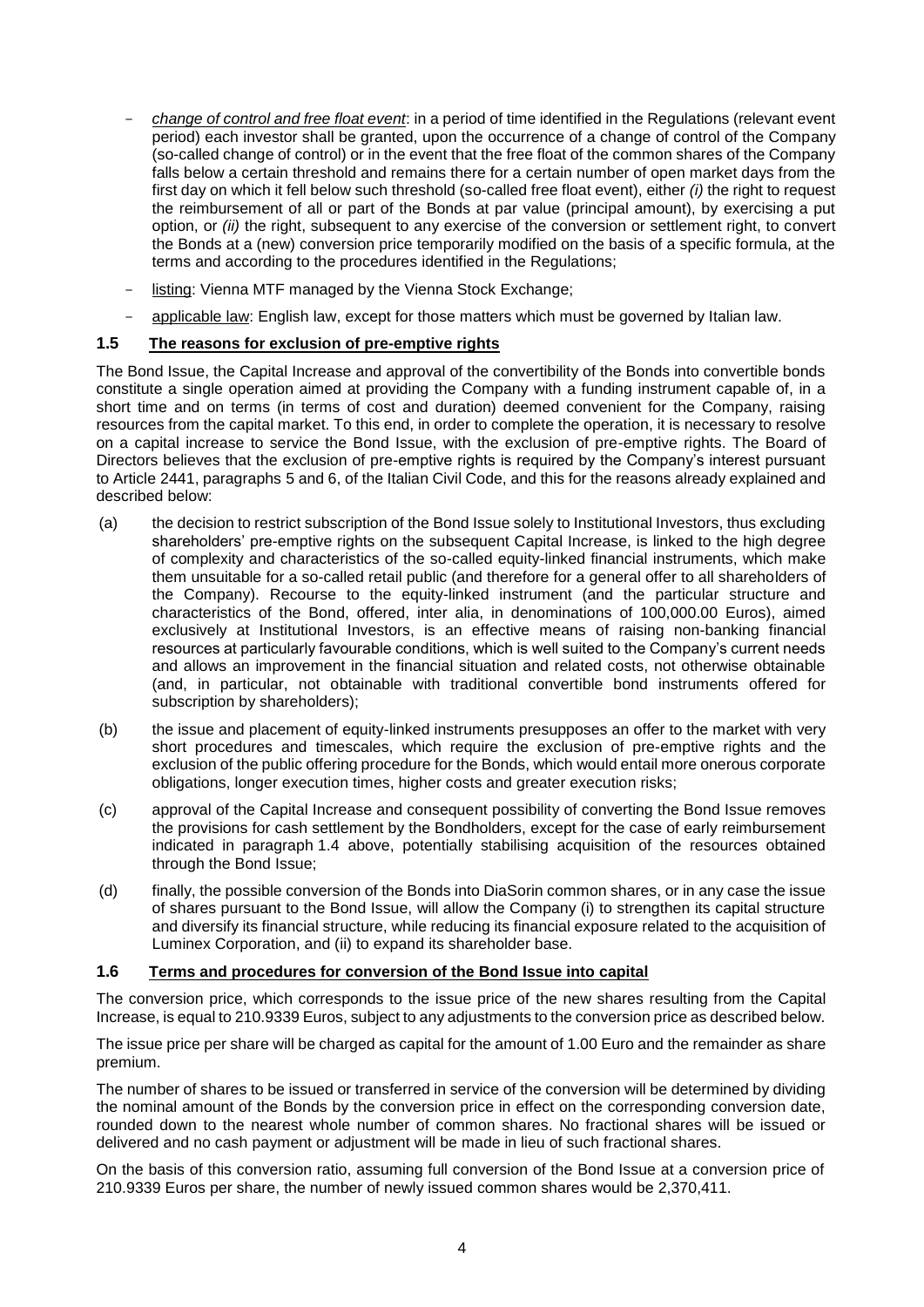- *change of control and free float event*: in a period of time identified in the Regulations (relevant event period) each investor shall be granted, upon the occurrence of a change of control of the Company (so-called change of control) or in the event that the free float of the common shares of the Company falls below a certain threshold and remains there for a certain number of open market days from the first day on which it fell below such threshold (so-called free float event), either *(i)* the right to request the reimbursement of all or part of the Bonds at par value (principal amount), by exercising a put option, or *(ii)* the right, subsequent to any exercise of the conversion or settlement right, to convert the Bonds at a (new) conversion price temporarily modified on the basis of a specific formula, at the terms and according to the procedures identified in the Regulations;
- listing: Vienna MTF managed by the Vienna Stock Exchange;
- applicable law: English law, except for those matters which must be governed by Italian law.

### 1.5 The reasons for exclusion of pre-emptive rights

The Bond Issue, the Capital Increase and approval of the convertibility of the Bonds into convertible bonds constitute a single operation aimed at providing the Company with a funding instrument capable of, in a short time and on terms (in terms of cost and duration) deemed convenient for the Company, raising resources from the capital market. To this end, in order to complete the operation, it is necessary to resolve on a capital increase to service the Bond Issue, with the exclusion of pre-emptive rights. The Board of Directors believes that the exclusion of pre-emptive rights is required by the Company's interest pursuant to Article 2441, paragraphs 5 and 6, of the Italian Civil Code, and this for the reasons already explained and described below:

(a) the decision to restrict subscription of the Bond Issue solely to Institutional Investors, thus excluding shareholders' pre-emptive rights on the subsequent Capital Increase, is linked to the high degree of complexity and characteristics of the so-called equity-linked financial instruments, which make them unsuitable for a so-called retail public (and therefore for a general offer to all shareholders of the Company). Recourse to the equity-linked instrument (and the particular structure and characteristics of the Bond, offered, inter alia, in denominations of 100,000.00 Euros), aimed exclusively at Institutional Investors, is an effective means of raising non-banking financial resources at particularly favourable conditions, which is well suited to the Company's current needs and allows an improvement in the financial situation and related costs, not otherwise obtainable (and, in particular, not obtainable with traditional convertible bond instruments offered for subscription by shareholders);

(b) the issue and placement of equity-linked instruments presupposes an offer to the market with very short procedures and timescales, which require the exclusion of pre-emptive rights and the exclusion of the public offering procedure for the Bonds, which would entail more onerous corporate obligations, longer execution times, higher costs and greater execution risks;

(c) approval of the Capital Increase and consequent possibility of converting the Bond Issue removes the provisions for cash settlement by the Bondholders, except for the case of early reimbursement indicated in paragraph 1.4 above, potentially stabilising acquisition of the resources obtained through the Bond Issue;

(d) finally, the possible conversion of the Bonds into DiaSorin common shares, or in any case the issue of shares pursuant to the Bond Issue, will allow the Company (i) to strengthen its capital structure and diversify its financial structure, while reducing its financial exposure related to the acquisition of Luminex Corporation, and (ii) to expand its shareholder base.

### 1.6 Terms and procedures for conversion of the Bond Issue into capital

The conversion price, which corresponds to the issue price of the new shares resulting from the Capital Increase, is equal to 210.9339 Euros, subject to any adjustments to the conversion price as described below.

The issue price per share will be charged as capital for the amount of 1.00 Euro and the remainder as share premium.

The number of shares to be issued or transferred in service of the conversion will be determined by dividing the nominal amount of the Bonds by the conversion price in effect on the corresponding conversion date, rounded down to the nearest whole number of common shares. No fractional shares will be issued or delivered and no cash payment or adjustment will be made in lieu of such fractional shares.

On the basis of this conversion ratio, assuming full conversion of the Bond Issue at a conversion price of 210.9339 Euros per share, the number of newly issued common shares would be 2,370,411.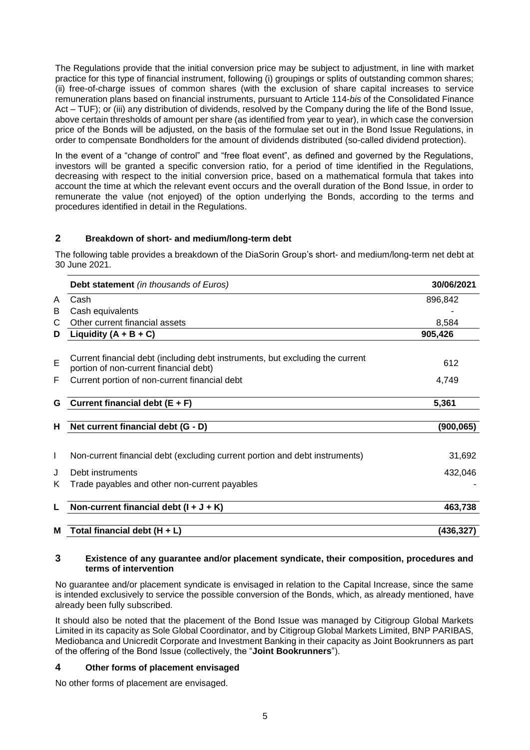The Regulations provide that the initial conversion price may be subject to adjustment, in line with market practice for this type of financial instrument, following (i) groupings or splits of outstanding common shares; (ii) free-of-charge issues of common shares (with the exclusion of share capital increases to service remuneration plans based on financial instruments, pursuant to Article 114-*bis* of the Consolidated Finance Act – TUF); or (iii) any distribution of dividends, resolved by the Company during the life of the Bond Issue, above certain thresholds of amount per share (as identified from year to year), in which case the conversion price of the Bonds will be adjusted, on the basis of the formulae set out in the Bond Issue Regulations, in order to compensate Bondholders for the amount of dividends distributed (so-called dividend protection).

In the event of a "change of control" and "free float event", as defined and governed by the Regulations, investors will be granted a specific conversion ratio, for a period of time identified in the Regulations, decreasing with respect to the initial conversion price, based on a mathematical formula that takes into account the time at which the relevant event occurs and the overall duration of the Bond Issue, in order to remunerate the value (not enjoyed) of the option underlying the Bonds, according to the terms and procedures identified in detail in the Regulations.

## 2 Breakdown of short- and medium/long-term debt

The following table provides a breakdown of the DiaSorin Group's short- and medium/long-term net debt at 30 June 2021.

| | **Debt statement** *(in thousands of Euros)* | **30/06/2021** |
|---|---|---|
| A | Cash | 896,842 |
| B | Cash equivalents | - |
| C | Other current financial assets | 8,584 |
| **D** | **Liquidity (A + B + C)** | **905,426** |
| E | Current financial debt (including debt instruments, but excluding the current portion of non-current financial debt) | 612 |
| F | Current portion of non-current financial debt | 4,749 |
| **G** | **Current financial debt (E + F)** | **5,361** |
| **H** | **Net current financial debt (G - D)** | **(900,065)** |
| I | Non-current financial debt (excluding current portion and debt instruments) | 31,692 |
| J | Debt instruments | 432,046 |
| K | Trade payables and other non-current payables | - |
| **L** | **Non-current financial debt (I + J + K)** | **463,738** |
| **M** | **Total financial debt (H + L)** | **(436,327)** |

## 3 Existence of any guarantee and/or placement syndicate, their composition, procedures and terms of intervention

No guarantee and/or placement syndicate is envisaged in relation to the Capital Increase, since the same is intended exclusively to service the possible conversion of the Bonds, which, as already mentioned, have already been fully subscribed.

It should also be noted that the placement of the Bond Issue was managed by Citigroup Global Markets Limited in its capacity as Sole Global Coordinator, and by Citigroup Global Markets Limited, BNP PARIBAS, Mediobanca and Unicredit Corporate and Investment Banking in their capacity as Joint Bookrunners as part of the offering of the Bond Issue (collectively, the "**Joint Bookrunners**").

## 4 Other forms of placement envisaged

No other forms of placement are envisaged.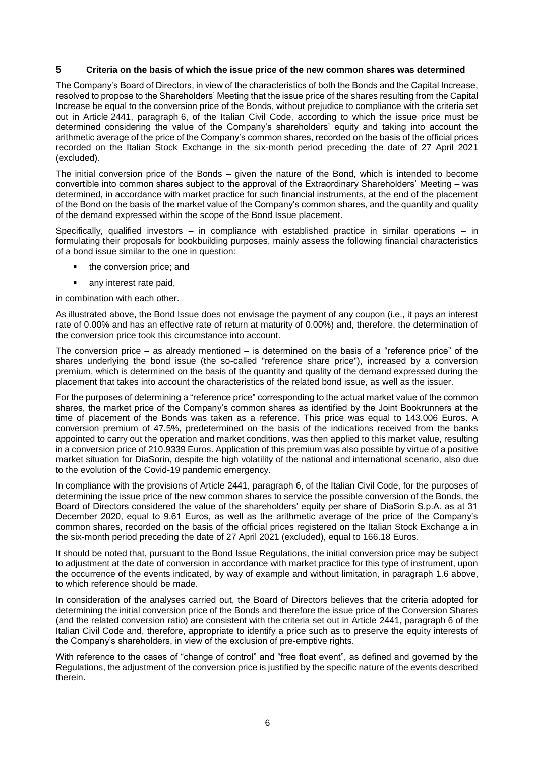## 5 Criteria on the basis of which the issue price of the new common shares was determined

The Company's Board of Directors, in view of the characteristics of both the Bonds and the Capital Increase, resolved to propose to the Shareholders' Meeting that the issue price of the shares resulting from the Capital Increase be equal to the conversion price of the Bonds, without prejudice to compliance with the criteria set out in Article 2441, paragraph 6, of the Italian Civil Code, according to which the issue price must be determined considering the value of the Company's shareholders' equity and taking into account the arithmetic average of the price of the Company's common shares, recorded on the basis of the official prices recorded on the Italian Stock Exchange in the six-month period preceding the date of 27 April 2021 (excluded).

The initial conversion price of the Bonds – given the nature of the Bond, which is intended to become convertible into common shares subject to the approval of the Extraordinary Shareholders' Meeting – was determined, in accordance with market practice for such financial instruments, at the end of the placement of the Bond on the basis of the market value of the Company's common shares, and the quantity and quality of the demand expressed within the scope of the Bond Issue placement.

Specifically, qualified investors – in compliance with established practice in similar operations – in formulating their proposals for bookbuilding purposes, mainly assess the following financial characteristics of a bond issue similar to the one in question:

- the conversion price; and
- any interest rate paid,

in combination with each other.

As illustrated above, the Bond Issue does not envisage the payment of any coupon (i.e., it pays an interest rate of 0.00% and has an effective rate of return at maturity of 0.00%) and, therefore, the determination of the conversion price took this circumstance into account.

The conversion price – as already mentioned – is determined on the basis of a "reference price" of the shares underlying the bond issue (the so-called "reference share price"), increased by a conversion premium, which is determined on the basis of the quantity and quality of the demand expressed during the placement that takes into account the characteristics of the related bond issue, as well as the issuer.

For the purposes of determining a "reference price" corresponding to the actual market value of the common shares, the market price of the Company's common shares as identified by the Joint Bookrunners at the time of placement of the Bonds was taken as a reference. This price was equal to 143.006 Euros. A conversion premium of 47.5%, predetermined on the basis of the indications received from the banks appointed to carry out the operation and market conditions, was then applied to this market value, resulting in a conversion price of 210.9339 Euros. Application of this premium was also possible by virtue of a positive market situation for DiaSorin, despite the high volatility of the national and international scenario, also due to the evolution of the Covid-19 pandemic emergency.

In compliance with the provisions of Article 2441, paragraph 6, of the Italian Civil Code, for the purposes of determining the issue price of the new common shares to service the possible conversion of the Bonds, the Board of Directors considered the value of the shareholders' equity per share of DiaSorin S.p.A. as at 31 December 2020, equal to 9.61 Euros, as well as the arithmetic average of the price of the Company's common shares, recorded on the basis of the official prices registered on the Italian Stock Exchange a in the six-month period preceding the date of 27 April 2021 (excluded), equal to 166.18 Euros.

It should be noted that, pursuant to the Bond Issue Regulations, the initial conversion price may be subject to adjustment at the date of conversion in accordance with market practice for this type of instrument, upon the occurrence of the events indicated, by way of example and without limitation, in paragraph 1.6 above, to which reference should be made.

In consideration of the analyses carried out, the Board of Directors believes that the criteria adopted for determining the initial conversion price of the Bonds and therefore the issue price of the Conversion Shares (and the related conversion ratio) are consistent with the criteria set out in Article 2441, paragraph 6 of the Italian Civil Code and, therefore, appropriate to identify a price such as to preserve the equity interests of the Company's shareholders, in view of the exclusion of pre-emptive rights.

With reference to the cases of "change of control" and "free float event", as defined and governed by the Regulations, the adjustment of the conversion price is justified by the specific nature of the events described therein.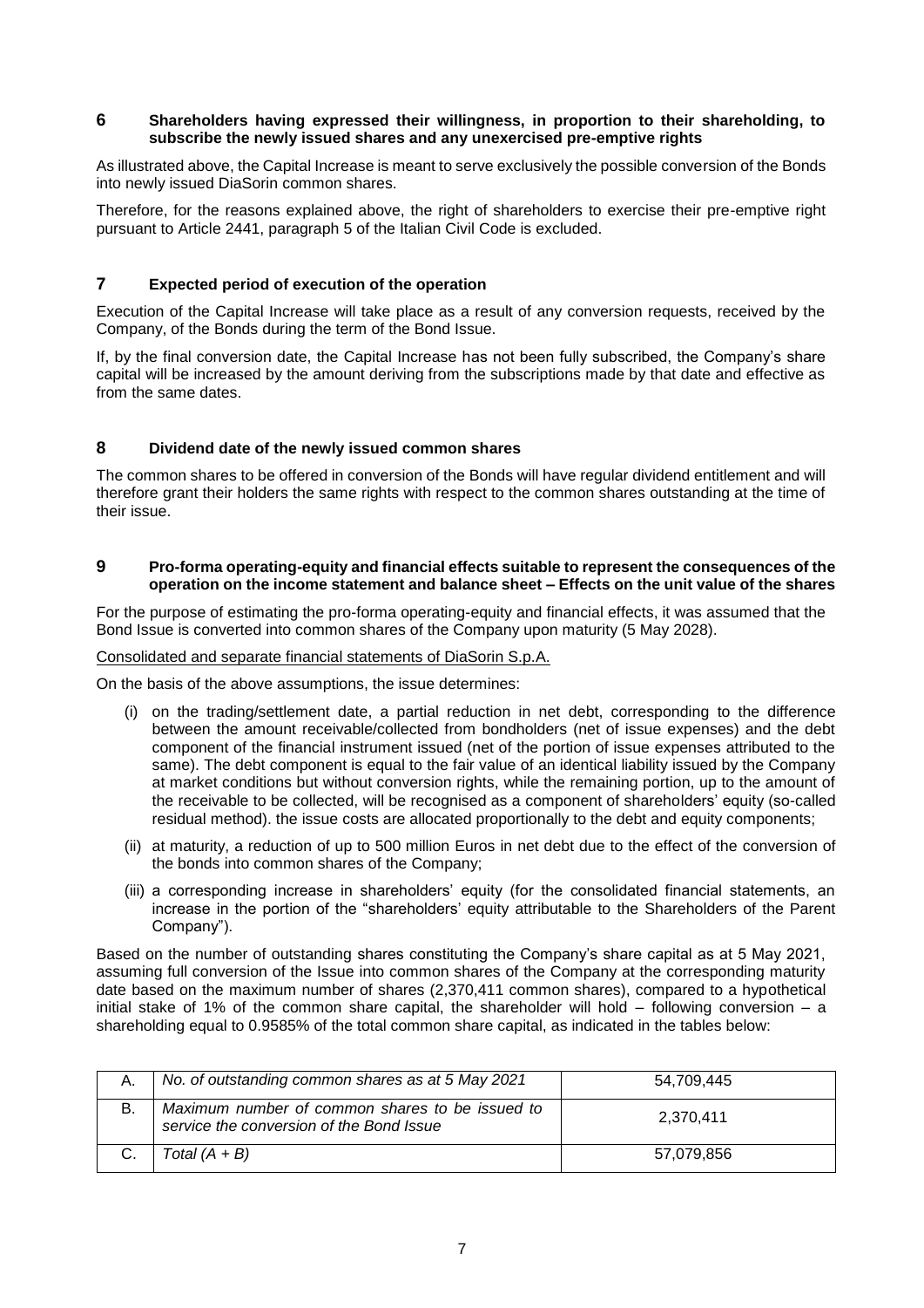## 6 Shareholders having expressed their willingness, in proportion to their shareholding, to subscribe the newly issued shares and any unexercised pre-emptive rights

As illustrated above, the Capital Increase is meant to serve exclusively the possible conversion of the Bonds into newly issued DiaSorin common shares.

Therefore, for the reasons explained above, the right of shareholders to exercise their pre-emptive right pursuant to Article 2441, paragraph 5 of the Italian Civil Code is excluded.

## 7 Expected period of execution of the operation

Execution of the Capital Increase will take place as a result of any conversion requests, received by the Company, of the Bonds during the term of the Bond Issue.

If, by the final conversion date, the Capital Increase has not been fully subscribed, the Company's share capital will be increased by the amount deriving from the subscriptions made by that date and effective as from the same dates.

## 8 Dividend date of the newly issued common shares

The common shares to be offered in conversion of the Bonds will have regular dividend entitlement and will therefore grant their holders the same rights with respect to the common shares outstanding at the time of their issue.

## 9 Pro-forma operating-equity and financial effects suitable to represent the consequences of the operation on the income statement and balance sheet – Effects on the unit value of the shares

For the purpose of estimating the pro-forma operating-equity and financial effects, it was assumed that the Bond Issue is converted into common shares of the Company upon maturity (5 May 2028).

Consolidated and separate financial statements of DiaSorin S.p.A.

On the basis of the above assumptions, the issue determines:

(i) on the trading/settlement date, a partial reduction in net debt, corresponding to the difference between the amount receivable/collected from bondholders (net of issue expenses) and the debt component of the financial instrument issued (net of the portion of issue expenses attributed to the same). The debt component is equal to the fair value of an identical liability issued by the Company at market conditions but without conversion rights, while the remaining portion, up to the amount of the receivable to be collected, will be recognised as a component of shareholders' equity (so-called residual method). the issue costs are allocated proportionally to the debt and equity components;

(ii) at maturity, a reduction of up to 500 million Euros in net debt due to the effect of the conversion of the bonds into common shares of the Company;

(iii) a corresponding increase in shareholders' equity (for the consolidated financial statements, an increase in the portion of the "shareholders' equity attributable to the Shareholders of the Parent Company").

Based on the number of outstanding shares constituting the Company's share capital as at 5 May 2021, assuming full conversion of the Issue into common shares of the Company at the corresponding maturity date based on the maximum number of shares (2,370,411 common shares), compared to a hypothetical initial stake of 1% of the common share capital, the shareholder will hold – following conversion – a shareholding equal to 0.9585% of the total common share capital, as indicated in the tables below:

| | | |
|---|---|---|
| A. | *No. of outstanding common shares as at 5 May 2021* | 54,709,445 |
| B. | *Maximum number of common shares to be issued to service the conversion of the Bond Issue* | 2,370,411 |
| C. | *Total (A + B)* | 57,079,856 |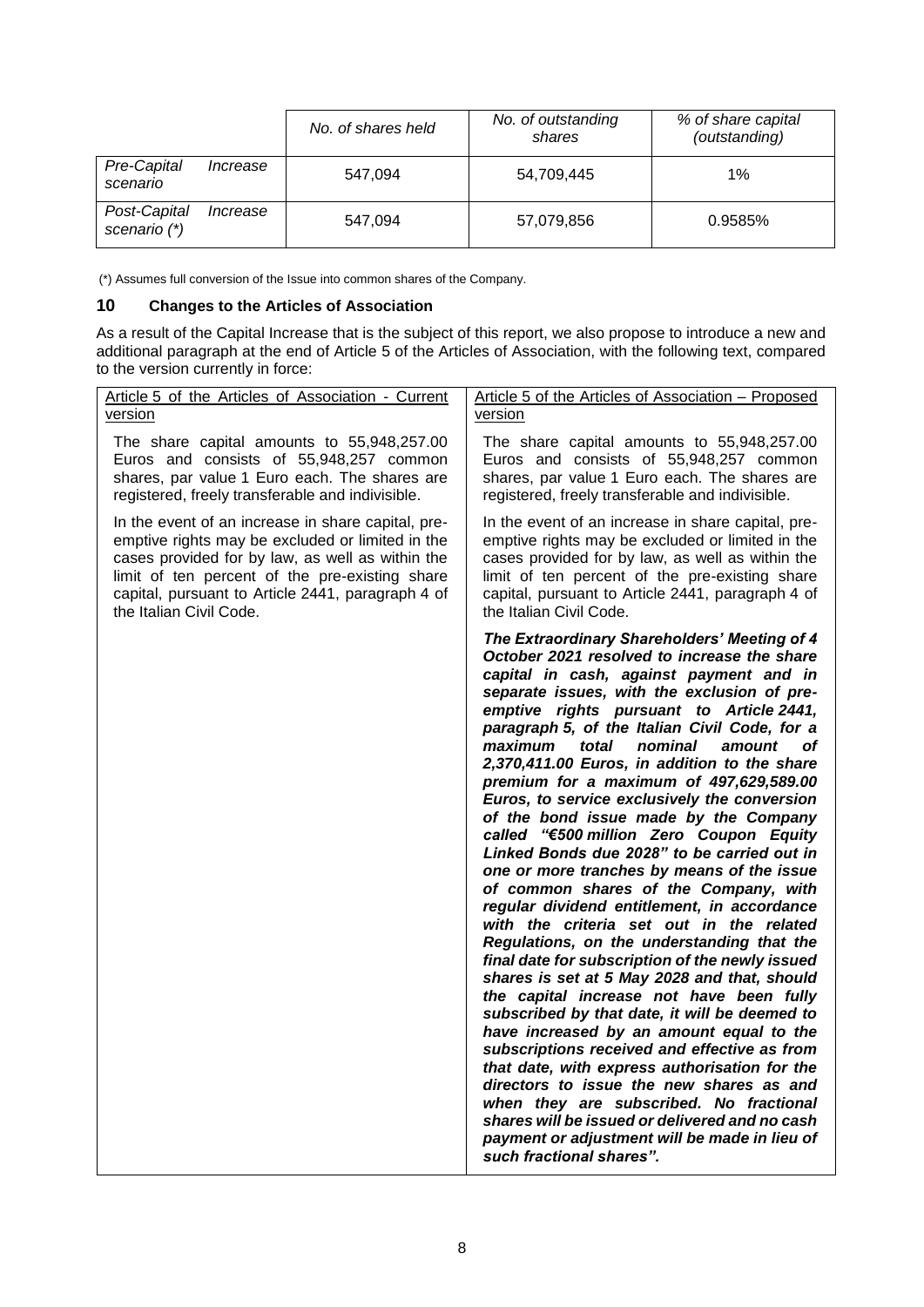| | No. of shares held | No. of outstanding shares | % of share capital (outstanding) |
|---|---|---|---|
| *Pre-Capital Increase scenario* | 547,094 | 54,709,445 | 1% |
| *Post-Capital Increase scenario (*)* | 547,094 | 57,079,856 | 0.9585% |

(*) Assumes full conversion of the Issue into common shares of the Company.

## 10 Changes to the Articles of Association

As a result of the Capital Increase that is the subject of this report, we also propose to introduce a new and additional paragraph at the end of Article 5 of the Articles of Association, with the following text, compared to the version currently in force:

| Article 5 of the Articles of Association - Current version | Article 5 of the Articles of Association – Proposed version |
|---|---|
| The share capital amounts to 55,948,257.00 Euros and consists of 55,948,257 common shares, par value 1 Euro each. The shares are registered, freely transferable and indivisible. | The share capital amounts to 55,948,257.00 Euros and consists of 55,948,257 common shares, par value 1 Euro each. The shares are registered, freely transferable and indivisible. |
| In the event of an increase in share capital, pre-emptive rights may be excluded or limited in the cases provided for by law, as well as within the limit of ten percent of the pre-existing share capital, pursuant to Article 2441, paragraph 4 of the Italian Civil Code. | In the event of an increase in share capital, pre-emptive rights may be excluded or limited in the cases provided for by law, as well as within the limit of ten percent of the pre-existing share capital, pursuant to Article 2441, paragraph 4 of the Italian Civil Code. |
| | ***The Extraordinary Shareholders' Meeting of 4 October 2021 resolved to increase the share capital in cash, against payment and in separate issues, with the exclusion of pre-emptive rights pursuant to Article 2441, paragraph 5, of the Italian Civil Code, for a maximum total nominal amount of 2,370,411.00 Euros, in addition to the share premium for a maximum of 497,629,589.00 Euros, to service exclusively the conversion of the bond issue made by the Company called "€500 million Zero Coupon Equity Linked Bonds due 2028" to be carried out in one or more tranches by means of the issue of common shares of the Company, with regular dividend entitlement, in accordance with the criteria set out in the related Regulations, on the understanding that the final date for subscription of the newly issued shares is set at 5 May 2028 and that, should the capital increase not have been fully subscribed by that date, it will be deemed to have increased by an amount equal to the subscriptions received and effective as from that date, with express authorisation for the directors to issue the new shares as and when they are subscribed. No fractional shares will be issued or delivered and no cash payment or adjustment will be made in lieu of such fractional shares".*** |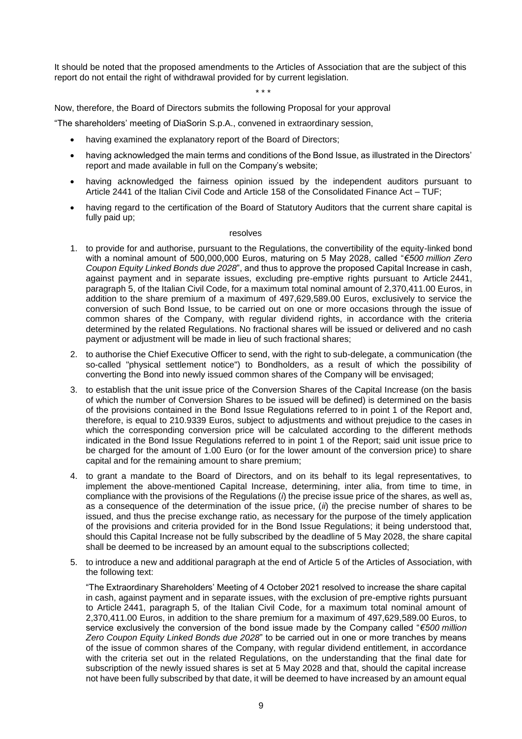It should be noted that the proposed amendments to the Articles of Association that are the subject of this report do not entail the right of withdrawal provided for by current legislation.

\* \* \*

Now, therefore, the Board of Directors submits the following Proposal for your approval

"The shareholders' meeting of DiaSorin S.p.A., convened in extraordinary session,

- having examined the explanatory report of the Board of Directors;
- having acknowledged the main terms and conditions of the Bond Issue, as illustrated in the Directors' report and made available in full on the Company's website;
- having acknowledged the fairness opinion issued by the independent auditors pursuant to Article 2441 of the Italian Civil Code and Article 158 of the Consolidated Finance Act – TUF;
- having regard to the certification of the Board of Statutory Auditors that the current share capital is fully paid up;

resolves

1. to provide for and authorise, pursuant to the Regulations, the convertibility of the equity-linked bond with a nominal amount of 500,000,000 Euros, maturing on 5 May 2028, called "*€500 million Zero Coupon Equity Linked Bonds due 2028*", and thus to approve the proposed Capital Increase in cash, against payment and in separate issues, excluding pre-emptive rights pursuant to Article 2441, paragraph 5, of the Italian Civil Code, for a maximum total nominal amount of 2,370,411.00 Euros, in addition to the share premium of a maximum of 497,629,589.00 Euros, exclusively to service the conversion of such Bond Issue, to be carried out on one or more occasions through the issue of common shares of the Company, with regular dividend rights, in accordance with the criteria determined by the related Regulations. No fractional shares will be issued or delivered and no cash payment or adjustment will be made in lieu of such fractional shares;
2. to authorise the Chief Executive Officer to send, with the right to sub-delegate, a communication (the so-called "physical settlement notice") to Bondholders, as a result of which the possibility of converting the Bond into newly issued common shares of the Company will be envisaged;
3. to establish that the unit issue price of the Conversion Shares of the Capital Increase (on the basis of which the number of Conversion Shares to be issued will be defined) is determined on the basis of the provisions contained in the Bond Issue Regulations referred to in point 1 of the Report and, therefore, is equal to 210.9339 Euros, subject to adjustments and without prejudice to the cases in which the corresponding conversion price will be calculated according to the different methods indicated in the Bond Issue Regulations referred to in point 1 of the Report; said unit issue price to be charged for the amount of 1.00 Euro (or for the lower amount of the conversion price) to share capital and for the remaining amount to share premium;
4. to grant a mandate to the Board of Directors, and on its behalf to its legal representatives, to implement the above-mentioned Capital Increase, determining, inter alia, from time to time, in compliance with the provisions of the Regulations (*i*) the precise issue price of the shares, as well as, as a consequence of the determination of the issue price, (*ii*) the precise number of shares to be issued, and thus the precise exchange ratio, as necessary for the purpose of the timely application of the provisions and criteria provided for in the Bond Issue Regulations; it being understood that, should this Capital Increase not be fully subscribed by the deadline of 5 May 2028, the share capital shall be deemed to be increased by an amount equal to the subscriptions collected;
5. to introduce a new and additional paragraph at the end of Article 5 of the Articles of Association, with the following text:

   "The Extraordinary Shareholders' Meeting of 4 October 2021 resolved to increase the share capital in cash, against payment and in separate issues, with the exclusion of pre-emptive rights pursuant to Article 2441, paragraph 5, of the Italian Civil Code, for a maximum total nominal amount of 2,370,411.00 Euros, in addition to the share premium for a maximum of 497,629,589.00 Euros, to service exclusively the conversion of the bond issue made by the Company called "*€500 million Zero Coupon Equity Linked Bonds due 2028*" to be carried out in one or more tranches by means of the issue of common shares of the Company, with regular dividend entitlement, in accordance with the criteria set out in the related Regulations, on the understanding that the final date for subscription of the newly issued shares is set at 5 May 2028 and that, should the capital increase not have been fully subscribed by that date, it will be deemed to have increased by an amount equal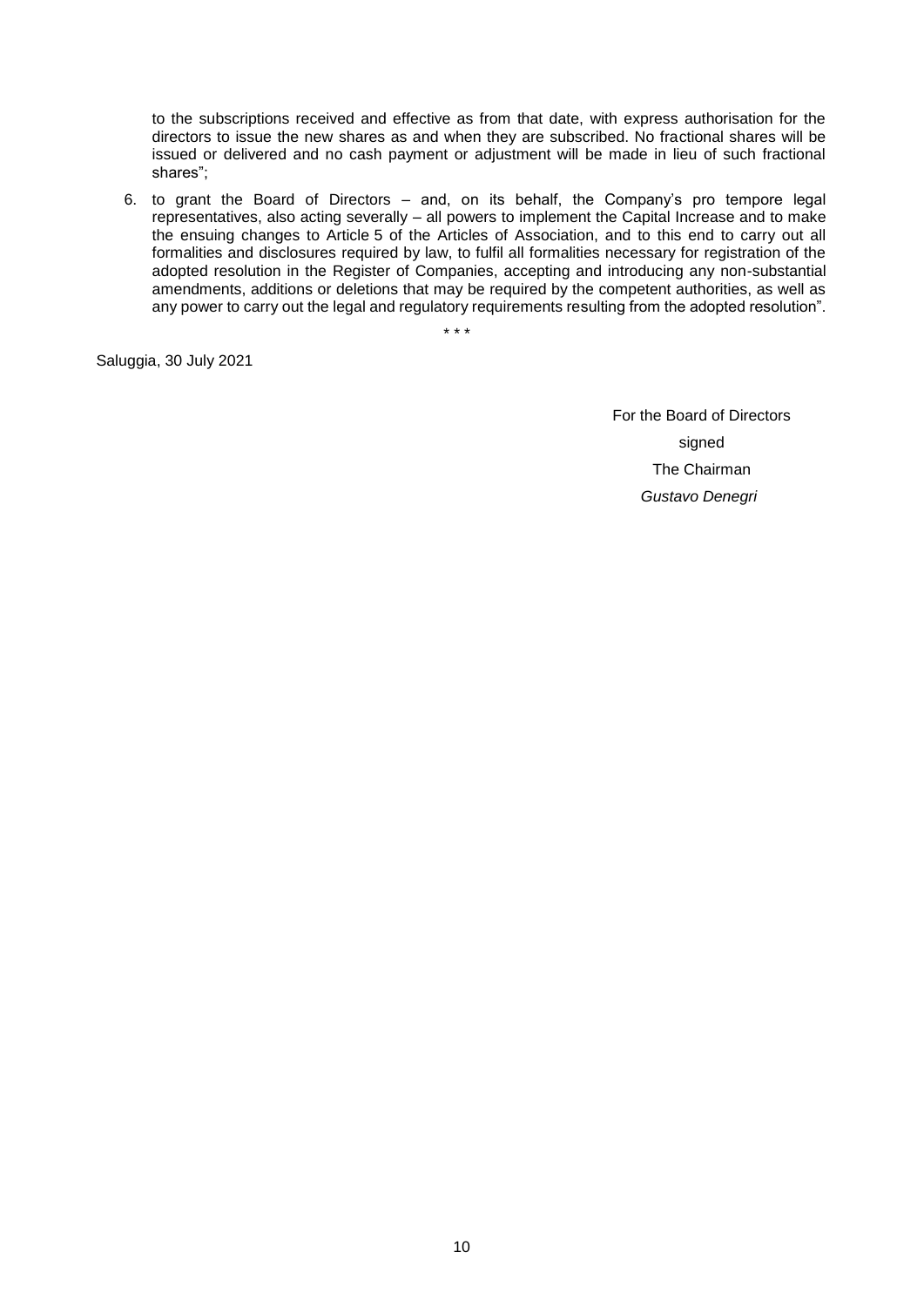to the subscriptions received and effective as from that date, with express authorisation for the directors to issue the new shares as and when they are subscribed. No fractional shares will be issued or delivered and no cash payment or adjustment will be made in lieu of such fractional shares";

6. to grant the Board of Directors – and, on its behalf, the Company's pro tempore legal representatives, also acting severally – all powers to implement the Capital Increase and to make the ensuing changes to Article 5 of the Articles of Association, and to this end to carry out all formalities and disclosures required by law, to fulfil all formalities necessary for registration of the adopted resolution in the Register of Companies, accepting and introducing any non-substantial amendments, additions or deletions that may be required by the competent authorities, as well as any power to carry out the legal and regulatory requirements resulting from the adopted resolution".

\* \* \*

Saluggia, 30 July 2021

For the Board of Directors

signed

The Chairman

*Gustavo Denegri*